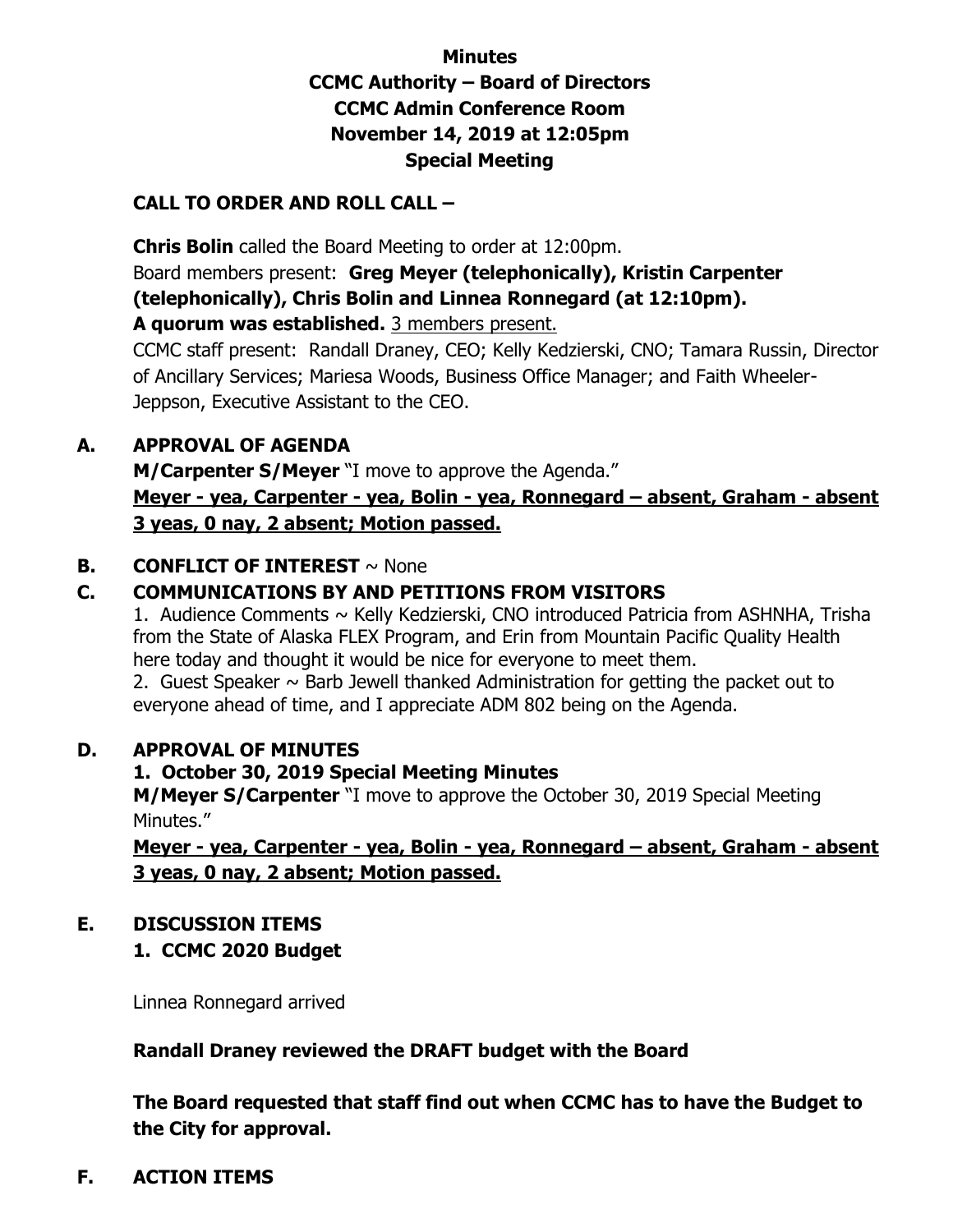# Minutes
## CCMC Authority – Board of Directors
## CCMC Admin Conference Room
## November 14, 2019 at 12:05pm
## Special Meeting

**CALL TO ORDER AND ROLL CALL –**

**Chris Bolin** called the Board Meeting to order at 12:00pm.
Board members present: **Greg Meyer (telephonically), Kristin Carpenter (telephonically), Chris Bolin and Linnea Ronnegard (at 12:10pm).**
**A quorum was established.** <u>3 members present.</u>
CCMC staff present: Randall Draney, CEO; Kelly Kedzierski, CNO; Tamara Russin, Director of Ancillary Services; Mariesa Woods, Business Office Manager; and Faith Wheeler-Jeppson, Executive Assistant to the CEO.

**A. APPROVAL OF AGENDA**

**M/Carpenter S/Meyer** "I move to approve the Agenda."
**<u>Meyer - yea, Carpenter - yea, Bolin - yea, Ronnegard – absent, Graham - absent 3 yeas, 0 nay, 2 absent; Motion passed.</u>**

**B. CONFLICT OF INTEREST** ~ None

**C. COMMUNICATIONS BY AND PETITIONS FROM VISITORS**

1. Audience Comments ~ Kelly Kedzierski, CNO introduced Patricia from ASHNHA, Trisha from the State of Alaska FLEX Program, and Erin from Mountain Pacific Quality Health here today and thought it would be nice for everyone to meet them.
2. Guest Speaker ~ Barb Jewell thanked Administration for getting the packet out to everyone ahead of time, and I appreciate ADM 802 being on the Agenda.

**D. APPROVAL OF MINUTES**

**1. October 30, 2019 Special Meeting Minutes**

**M/Meyer S/Carpenter** "I move to approve the October 30, 2019 Special Meeting Minutes."
**<u>Meyer - yea, Carpenter - yea, Bolin - yea, Ronnegard – absent, Graham - absent 3 yeas, 0 nay, 2 absent; Motion passed.</u>**

**E. DISCUSSION ITEMS**

**1. CCMC 2020 Budget**

Linnea Ronnegard arrived

**Randall Draney reviewed the DRAFT budget with the Board**

**The Board requested that staff find out when CCMC has to have the Budget to the City for approval.**

**F. ACTION ITEMS**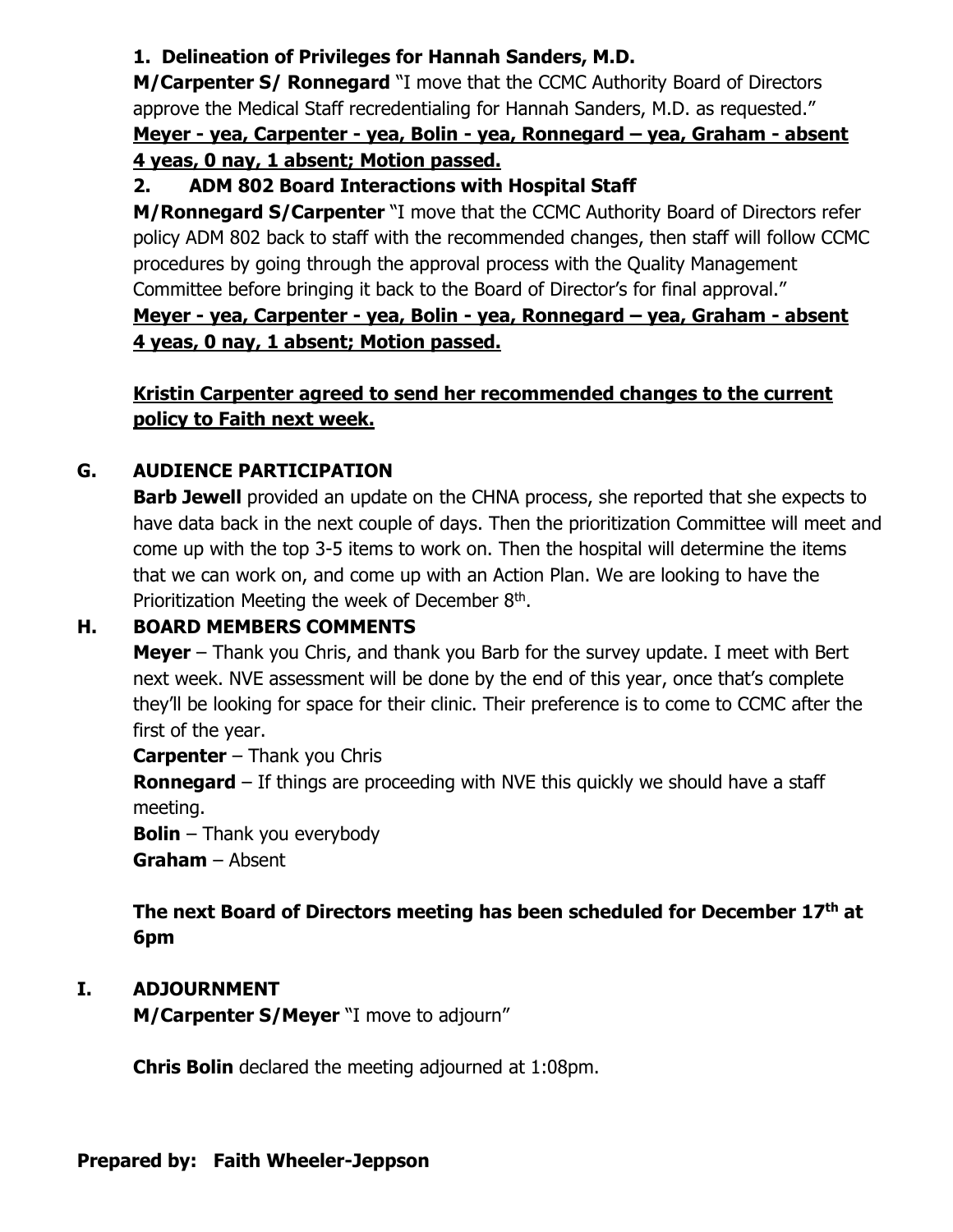**1. Delineation of Privileges for Hannah Sanders, M.D.**

**M/Carpenter S/ Ronnegard** "I move that the CCMC Authority Board of Directors approve the Medical Staff recredentialing for Hannah Sanders, M.D. as requested."

**Meyer - yea, Carpenter - yea, Bolin - yea, Ronnegard – yea, Graham - absent**
**4 yeas, 0 nay, 1 absent; Motion passed.**

**2. ADM 802 Board Interactions with Hospital Staff**

**M/Ronnegard S/Carpenter** "I move that the CCMC Authority Board of Directors refer policy ADM 802 back to staff with the recommended changes, then staff will follow CCMC procedures by going through the approval process with the Quality Management Committee before bringing it back to the Board of Director's for final approval."

**Meyer - yea, Carpenter - yea, Bolin - yea, Ronnegard – yea, Graham - absent**
**4 yeas, 0 nay, 1 absent; Motion passed.**

**Kristin Carpenter agreed to send her recommended changes to the current policy to Faith next week.**

## G. AUDIENCE PARTICIPATION

**Barb Jewell** provided an update on the CHNA process, she reported that she expects to have data back in the next couple of days. Then the prioritization Committee will meet and come up with the top 3-5 items to work on. Then the hospital will determine the items that we can work on, and come up with an Action Plan. We are looking to have the Prioritization Meeting the week of December 8th.

## H. BOARD MEMBERS COMMENTS

**Meyer** – Thank you Chris, and thank you Barb for the survey update. I meet with Bert next week. NVE assessment will be done by the end of this year, once that's complete they'll be looking for space for their clinic. Their preference is to come to CCMC after the first of the year.

**Carpenter** – Thank you Chris

**Ronnegard** – If things are proceeding with NVE this quickly we should have a staff meeting.

**Bolin** – Thank you everybody

**Graham** – Absent

**The next Board of Directors meeting has been scheduled for December 17th at 6pm**

## I. ADJOURNMENT

**M/Carpenter S/Meyer** "I move to adjourn"

**Chris Bolin** declared the meeting adjourned at 1:08pm.

**Prepared by: Faith Wheeler-Jeppson**